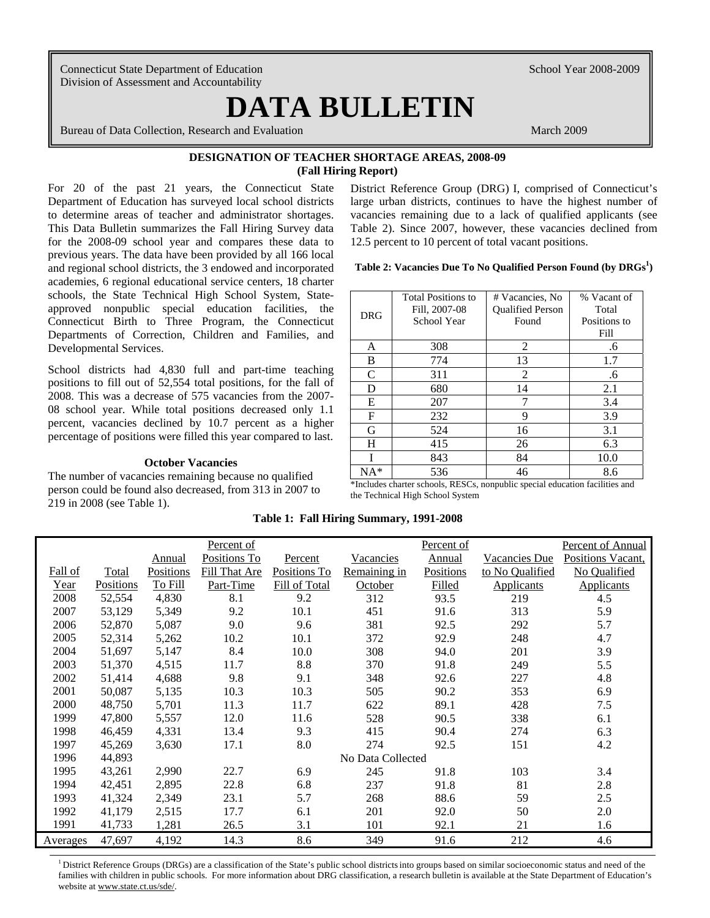Connecticut State Department of Education
Division of Assessment and Accountability

School Year 2008-2009

# DATA BULLETIN

Bureau of Data Collection, Research and Evaluation

March 2009

## DESIGNATION OF TEACHER SHORTAGE AREAS, 2008-09
### (Fall Hiring Report)

For 20 of the past 21 years, the Connecticut State Department of Education has surveyed local school districts to determine areas of teacher and administrator shortages. This Data Bulletin summarizes the Fall Hiring Survey data for the 2008-09 school year and compares these data to previous years. The data have been provided by all 166 local and regional school districts, the 3 endowed and incorporated academies, 6 regional educational service centers, 18 charter schools, the State Technical High School System, State-approved nonpublic special education facilities, the Connecticut Birth to Three Program, the Connecticut Departments of Correction, Children and Families, and Developmental Services.

School districts had 4,830 full and part-time teaching positions to fill out of 52,554 total positions, for the fall of 2008. This was a decrease of 575 vacancies from the 2007-08 school year. While total positions decreased only 1.1 percent, vacancies declined by 10.7 percent as a higher percentage of positions were filled this year compared to last.

**October Vacancies**

The number of vacancies remaining because no qualified person could be found also decreased, from 313 in 2007 to 219 in 2008 (see Table 1).

District Reference Group (DRG) I, comprised of Connecticut's large urban districts, continues to have the highest number of vacancies remaining due to a lack of qualified applicants (see Table 2). Since 2007, however, these vacancies declined from 12.5 percent to 10 percent of total vacant positions.

**Table 2: Vacancies Due To No Qualified Person Found (by DRGs[1])**

| DRG | Total Positions to Fill, 2007-08 School Year | # Vacancies, No Qualified Person Found | % Vacant of Total Positions to Fill |
|---|---|---|---|
| A | 308 | 2 | .6 |
| B | 774 | 13 | 1.7 |
| C | 311 | 2 | .6 |
| D | 680 | 14 | 2.1 |
| E | 207 | 7 | 3.4 |
| F | 232 | 9 | 3.9 |
| G | 524 | 16 | 3.1 |
| H | 415 | 26 | 6.3 |
| I | 843 | 84 | 10.0 |
| NA* | 536 | 46 | 8.6 |

*Includes charter schools, RESCs, nonpublic special education facilities and the Technical High School System

**Table 1: Fall Hiring Summary, 1991-2008**

| Fall of Year | Total Positions | Annual Positions To Fill | Percent of Positions To Fill That Are Part-Time | Percent Positions To Fill of Total | Vacancies Remaining in October | Percent of Annual Positions Filled | Vacancies Due to No Qualified Applicants | Percent of Annual Positions Vacant, No Qualified Applicants |
|---|---|---|---|---|---|---|---|---|
| 2008 | 52,554 | 4,830 | 8.1 | 9.2 | 312 | 93.5 | 219 | 4.5 |
| 2007 | 53,129 | 5,349 | 9.2 | 10.1 | 451 | 91.6 | 313 | 5.9 |
| 2006 | 52,870 | 5,087 | 9.0 | 9.6 | 381 | 92.5 | 292 | 5.7 |
| 2005 | 52,314 | 5,262 | 10.2 | 10.1 | 372 | 92.9 | 248 | 4.7 |
| 2004 | 51,697 | 5,147 | 8.4 | 10.0 | 308 | 94.0 | 201 | 3.9 |
| 2003 | 51,370 | 4,515 | 11.7 | 8.8 | 370 | 91.8 | 249 | 5.5 |
| 2002 | 51,414 | 4,688 | 9.8 | 9.1 | 348 | 92.6 | 227 | 4.8 |
| 2001 | 50,087 | 5,135 | 10.3 | 10.3 | 505 | 90.2 | 353 | 6.9 |
| 2000 | 48,750 | 5,701 | 11.3 | 11.7 | 622 | 89.1 | 428 | 7.5 |
| 1999 | 47,800 | 5,557 | 12.0 | 11.6 | 528 | 90.5 | 338 | 6.1 |
| 1998 | 46,459 | 4,331 | 13.4 | 9.3 | 415 | 90.4 | 274 | 6.3 |
| 1997 | 45,269 | 3,630 | 17.1 | 8.0 | 274 | 92.5 | 151 | 4.2 |
| 1996 | 44,893 | | | | No Data Collected | | | |
| 1995 | 43,261 | 2,990 | 22.7 | 6.9 | 245 | 91.8 | 103 | 3.4 |
| 1994 | 42,451 | 2,895 | 22.8 | 6.8 | 237 | 91.8 | 81 | 2.8 |
| 1993 | 41,324 | 2,349 | 23.1 | 5.7 | 268 | 88.6 | 59 | 2.5 |
| 1992 | 41,179 | 2,515 | 17.7 | 6.1 | 201 | 92.0 | 50 | 2.0 |
| 1991 | 41,733 | 1,281 | 26.5 | 3.1 | 101 | 92.1 | 21 | 1.6 |
| Averages | 47,697 | 4,192 | 14.3 | 8.6 | 349 | 91.6 | 212 | 4.6 |

[1] District Reference Groups (DRGs) are a classification of the State's public school districts into groups based on similar socioeconomic status and need of the families with children in public schools. For more information about DRG classification, a research bulletin is available at the State Department of Education's website at www.state.ct.us/sde/.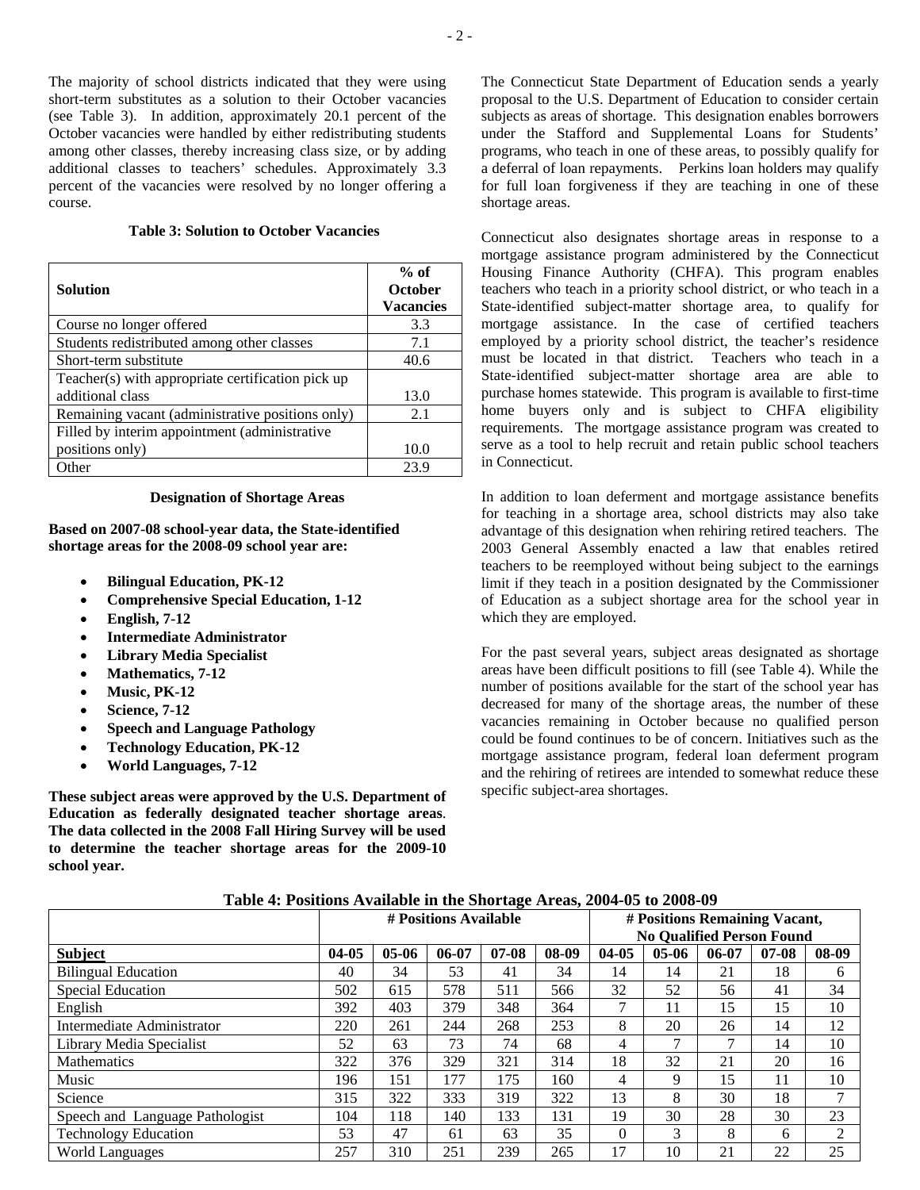The majority of school districts indicated that they were using short-term substitutes as a solution to their October vacancies (see Table 3). In addition, approximately 20.1 percent of the October vacancies were handled by either redistributing students among other classes, thereby increasing class size, or by adding additional classes to teachers' schedules. Approximately 3.3 percent of the vacancies were resolved by no longer offering a course.

**Table 3: Solution to October Vacancies**

| Solution | % of October Vacancies |
|---|---|
| Course no longer offered | 3.3 |
| Students redistributed among other classes | 7.1 |
| Short-term substitute | 40.6 |
| Teacher(s) with appropriate certification pick up additional class | 13.0 |
| Remaining vacant (administrative positions only) | 2.1 |
| Filled by interim appointment (administrative positions only) | 10.0 |
| Other | 23.9 |

### Designation of Shortage Areas

**Based on 2007-08 school-year data, the State-identified shortage areas for the 2008-09 school year are:**

- **Bilingual Education, PK-12**
- **Comprehensive Special Education, 1-12**
- **English, 7-12**
- **Intermediate Administrator**
- **Library Media Specialist**
- **Mathematics, 7-12**
- **Music, PK-12**
- **Science, 7-12**
- **Speech and Language Pathology**
- **Technology Education, PK-12**
- **World Languages, 7-12**

**These subject areas were approved by the U.S. Department of Education as federally designated teacher shortage areas. The data collected in the 2008 Fall Hiring Survey will be used to determine the teacher shortage areas for the 2009-10 school year.**

The Connecticut State Department of Education sends a yearly proposal to the U.S. Department of Education to consider certain subjects as areas of shortage. This designation enables borrowers under the Stafford and Supplemental Loans for Students' programs, who teach in one of these areas, to possibly qualify for a deferral of loan repayments. Perkins loan holders may qualify for full loan forgiveness if they are teaching in one of these shortage areas.

Connecticut also designates shortage areas in response to a mortgage assistance program administered by the Connecticut Housing Finance Authority (CHFA). This program enables teachers who teach in a priority school district, or who teach in a State-identified subject-matter shortage area, to qualify for mortgage assistance. In the case of certified teachers employed by a priority school district, the teacher's residence must be located in that district. Teachers who teach in a State-identified subject-matter shortage area are able to purchase homes statewide. This program is available to first-time home buyers only and is subject to CHFA eligibility requirements. The mortgage assistance program was created to serve as a tool to help recruit and retain public school teachers in Connecticut.

In addition to loan deferment and mortgage assistance benefits for teaching in a shortage area, school districts may also take advantage of this designation when rehiring retired teachers. The 2003 General Assembly enacted a law that enables retired teachers to be reemployed without being subject to the earnings limit if they teach in a position designated by the Commissioner of Education as a subject shortage area for the school year in which they are employed.

For the past several years, subject areas designated as shortage areas have been difficult positions to fill (see Table 4). While the number of positions available for the start of the school year has decreased for many of the shortage areas, the number of these vacancies remaining in October because no qualified person could be found continues to be of concern. Initiatives such as the mortgage assistance program, federal loan deferment program and the rehiring of retirees are intended to somewhat reduce these specific subject-area shortages.

**Table 4: Positions Available in the Shortage Areas, 2004-05 to 2008-09**

| | # Positions Available | | | | | # Positions Remaining Vacant, No Qualified Person Found | | | | |
|---|---|---|---|---|---|---|---|---|---|---|
| **Subject** | **04-05** | **05-06** | **06-07** | **07-08** | **08-09** | **04-05** | **05-06** | **06-07** | **07-08** | **08-09** |
| Bilingual Education | 40 | 34 | 53 | 41 | 34 | 14 | 14 | 21 | 18 | 6 |
| Special Education | 502 | 615 | 578 | 511 | 566 | 32 | 52 | 56 | 41 | 34 |
| English | 392 | 403 | 379 | 348 | 364 | 7 | 11 | 15 | 15 | 10 |
| Intermediate Administrator | 220 | 261 | 244 | 268 | 253 | 8 | 20 | 26 | 14 | 12 |
| Library Media Specialist | 52 | 63 | 73 | 74 | 68 | 4 | 7 | 7 | 14 | 10 |
| Mathematics | 322 | 376 | 329 | 321 | 314 | 18 | 32 | 21 | 20 | 16 |
| Music | 196 | 151 | 177 | 175 | 160 | 4 | 9 | 15 | 11 | 10 |
| Science | 315 | 322 | 333 | 319 | 322 | 13 | 8 | 30 | 18 | 7 |
| Speech and Language Pathologist | 104 | 118 | 140 | 133 | 131 | 19 | 30 | 28 | 30 | 23 |
| Technology Education | 53 | 47 | 61 | 63 | 35 | 0 | 3 | 8 | 6 | 2 |
| World Languages | 257 | 310 | 251 | 239 | 265 | 17 | 10 | 21 | 22 | 25 |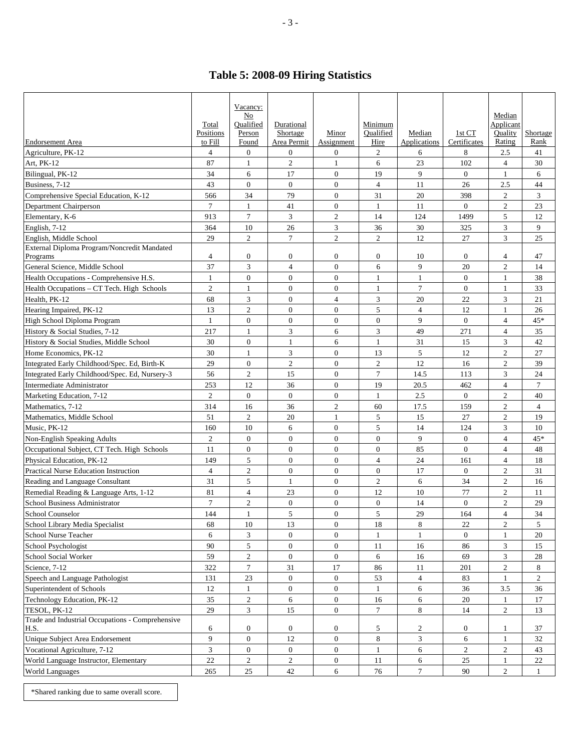# Table 5: 2008-09 Hiring Statistics

| Endorsement Area | Total Positions to Fill | Vacancy: No Qualified Person Found | Durational Shortage Area Permit | Minor Assignment | Minimum Qualified Hire | Median Applications | 1st CT Certificates | Median Applicant Quality Rating | Shortage Rank |
|---|---|---|---|---|---|---|---|---|---|
| Agriculture, PK-12 | 4 | 0 | 0 | 0 | 2 | 6 | 8 | 2.5 | 41 |
| Art, PK-12 | 87 | 1 | 2 | 1 | 6 | 23 | 102 | 4 | 30 |
| Bilingual, PK-12 | 34 | 6 | 17 | 0 | 19 | 9 | 0 | 1 | 6 |
| Business, 7-12 | 43 | 0 | 0 | 0 | 4 | 11 | 26 | 2.5 | 44 |
| Comprehensive Special Education, K-12 | 566 | 34 | 79 | 0 | 31 | 20 | 398 | 2 | 3 |
| Department Chairperson | 7 | 1 | 41 | 0 | 1 | 11 | 0 | 2 | 23 |
| Elementary, K-6 | 913 | 7 | 3 | 2 | 14 | 124 | 1499 | 5 | 12 |
| English, 7-12 | 364 | 10 | 26 | 3 | 36 | 30 | 325 | 3 | 9 |
| English, Middle School | 29 | 2 | 7 | 2 | 2 | 12 | 27 | 3 | 25 |
| External Diploma Program/Noncredit Mandated Programs | 4 | 0 | 0 | 0 | 0 | 10 | 0 | 4 | 47 |
| General Science, Middle School | 37 | 3 | 4 | 0 | 6 | 9 | 20 | 2 | 14 |
| Health Occupations - Comprehensive H.S. | 1 | 0 | 0 | 0 | 1 | 1 | 0 | 1 | 38 |
| Health Occupations – CT Tech. High Schools | 2 | 1 | 0 | 0 | 1 | 7 | 0 | 1 | 33 |
| Health, PK-12 | 68 | 3 | 0 | 4 | 3 | 20 | 22 | 3 | 21 |
| Hearing Impaired, PK-12 | 13 | 2 | 0 | 0 | 5 | 4 | 12 | 1 | 26 |
| High School Diploma Program | 1 | 0 | 0 | 0 | 0 | 9 | 0 | 4 | 45* |
| History & Social Studies, 7-12 | 217 | 1 | 3 | 6 | 3 | 49 | 271 | 4 | 35 |
| History & Social Studies, Middle School | 30 | 0 | 1 | 6 | 1 | 31 | 15 | 3 | 42 |
| Home Economics, PK-12 | 30 | 1 | 3 | 0 | 13 | 5 | 12 | 2 | 27 |
| Integrated Early Childhood/Spec. Ed, Birth-K | 29 | 0 | 2 | 0 | 2 | 12 | 16 | 2 | 39 |
| Integrated Early Childhood/Spec. Ed, Nursery-3 | 56 | 2 | 15 | 0 | 7 | 14.5 | 113 | 3 | 24 |
| Intermediate Administrator | 253 | 12 | 36 | 0 | 19 | 20.5 | 462 | 4 | 7 |
| Marketing Education, 7-12 | 2 | 0 | 0 | 0 | 1 | 2.5 | 0 | 2 | 40 |
| Mathematics, 7-12 | 314 | 16 | 36 | 2 | 60 | 17.5 | 159 | 2 | 4 |
| Mathematics, Middle School | 51 | 2 | 20 | 1 | 5 | 15 | 27 | 2 | 19 |
| Music, PK-12 | 160 | 10 | 6 | 0 | 5 | 14 | 124 | 3 | 10 |
| Non-English Speaking Adults | 2 | 0 | 0 | 0 | 0 | 9 | 0 | 4 | 45* |
| Occupational Subject, CT Tech. High Schools | 11 | 0 | 0 | 0 | 0 | 85 | 0 | 4 | 48 |
| Physical Education, PK-12 | 149 | 5 | 0 | 0 | 4 | 24 | 161 | 4 | 18 |
| Practical Nurse Education Instruction | 4 | 2 | 0 | 0 | 0 | 17 | 0 | 2 | 31 |
| Reading and Language Consultant | 31 | 5 | 1 | 0 | 2 | 6 | 34 | 2 | 16 |
| Remedial Reading & Language Arts, 1-12 | 81 | 4 | 23 | 0 | 12 | 10 | 77 | 2 | 11 |
| School Business Administrator | 7 | 2 | 0 | 0 | 0 | 14 | 0 | 2 | 29 |
| School Counselor | 144 | 1 | 5 | 0 | 5 | 29 | 164 | 4 | 34 |
| School Library Media Specialist | 68 | 10 | 13 | 0 | 18 | 8 | 22 | 2 | 5 |
| School Nurse Teacher | 6 | 3 | 0 | 0 | 1 | 1 | 0 | 1 | 20 |
| School Psychologist | 90 | 5 | 0 | 0 | 11 | 16 | 86 | 3 | 15 |
| School Social Worker | 59 | 2 | 0 | 0 | 6 | 16 | 69 | 3 | 28 |
| Science, 7-12 | 322 | 7 | 31 | 17 | 86 | 11 | 201 | 2 | 8 |
| Speech and Language Pathologist | 131 | 23 | 0 | 0 | 53 | 4 | 83 | 1 | 2 |
| Superintendent of Schools | 12 | 1 | 0 | 0 | 1 | 6 | 36 | 3.5 | 36 |
| Technology Education, PK-12 | 35 | 2 | 6 | 0 | 16 | 6 | 20 | 1 | 17 |
| TESOL, PK-12 | 29 | 3 | 15 | 0 | 7 | 8 | 14 | 2 | 13 |
| Trade and Industrial Occupations - Comprehensive H.S. | 6 | 0 | 0 | 0 | 5 | 2 | 0 | 1 | 37 |
| Unique Subject Area Endorsement | 9 | 0 | 12 | 0 | 8 | 3 | 6 | 1 | 32 |
| Vocational Agriculture, 7-12 | 3 | 0 | 0 | 0 | 1 | 6 | 2 | 2 | 43 |
| World Language Instructor, Elementary | 22 | 2 | 2 | 0 | 11 | 6 | 25 | 1 | 22 |
| World Languages | 265 | 25 | 42 | 6 | 76 | 7 | 90 | 2 | 1 |

*Shared ranking due to same overall score.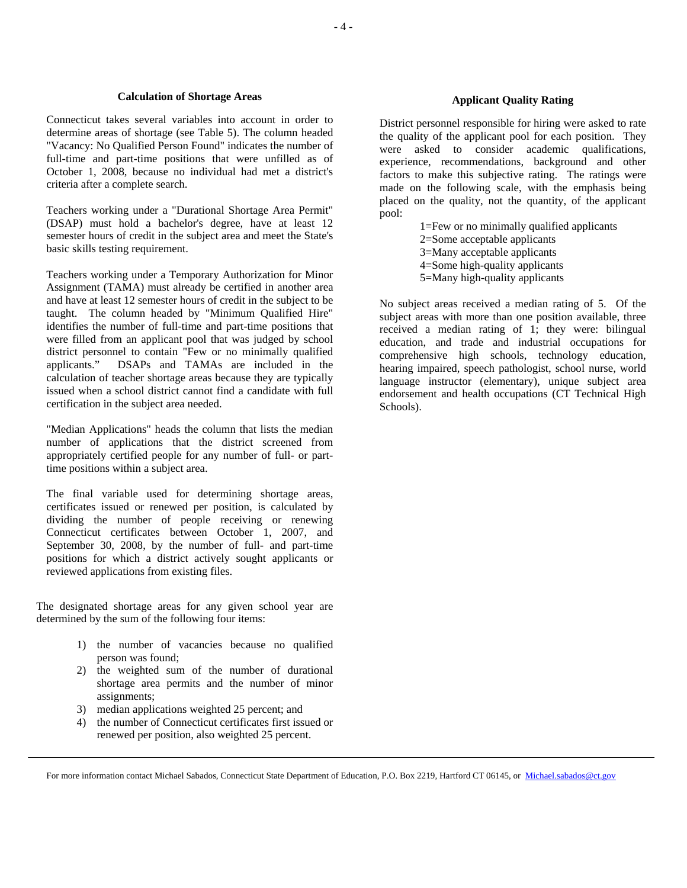## Calculation of Shortage Areas

Connecticut takes several variables into account in order to determine areas of shortage (see Table 5). The column headed "Vacancy: No Qualified Person Found" indicates the number of full-time and part-time positions that were unfilled as of October 1, 2008, because no individual had met a district's criteria after a complete search.

Teachers working under a "Durational Shortage Area Permit" (DSAP) must hold a bachelor's degree, have at least 12 semester hours of credit in the subject area and meet the State's basic skills testing requirement.

Teachers working under a Temporary Authorization for Minor Assignment (TAMA) must already be certified in another area and have at least 12 semester hours of credit in the subject to be taught. The column headed by "Minimum Qualified Hire" identifies the number of full-time and part-time positions that were filled from an applicant pool that was judged by school district personnel to contain "Few or no minimally qualified applicants." DSAPs and TAMAs are included in the calculation of teacher shortage areas because they are typically issued when a school district cannot find a candidate with full certification in the subject area needed.

"Median Applications" heads the column that lists the median number of applications that the district screened from appropriately certified people for any number of full- or part-time positions within a subject area.

The final variable used for determining shortage areas, certificates issued or renewed per position, is calculated by dividing the number of people receiving or renewing Connecticut certificates between October 1, 2007, and September 30, 2008, by the number of full- and part-time positions for which a district actively sought applicants or reviewed applications from existing files.

The designated shortage areas for any given school year are determined by the sum of the following four items:

1) the number of vacancies because no qualified person was found;
2) the weighted sum of the number of durational shortage area permits and the number of minor assignments;
3) median applications weighted 25 percent; and
4) the number of Connecticut certificates first issued or renewed per position, also weighted 25 percent.

## Applicant Quality Rating

District personnel responsible for hiring were asked to rate the quality of the applicant pool for each position. They were asked to consider academic qualifications, experience, recommendations, background and other factors to make this subjective rating. The ratings were made on the following scale, with the emphasis being placed on the quality, not the quantity, of the applicant pool:

1=Few or no minimally qualified applicants
2=Some acceptable applicants
3=Many acceptable applicants
4=Some high-quality applicants
5=Many high-quality applicants

No subject areas received a median rating of 5. Of the subject areas with more than one position available, three received a median rating of 1; they were: bilingual education, and trade and industrial occupations for comprehensive high schools, technology education, hearing impaired, speech pathologist, school nurse, world language instructor (elementary), unique subject area endorsement and health occupations (CT Technical High Schools).

For more information contact Michael Sabados, Connecticut State Department of Education, P.O. Box 2219, Hartford CT 06145, or Michael.sabados@ct.gov